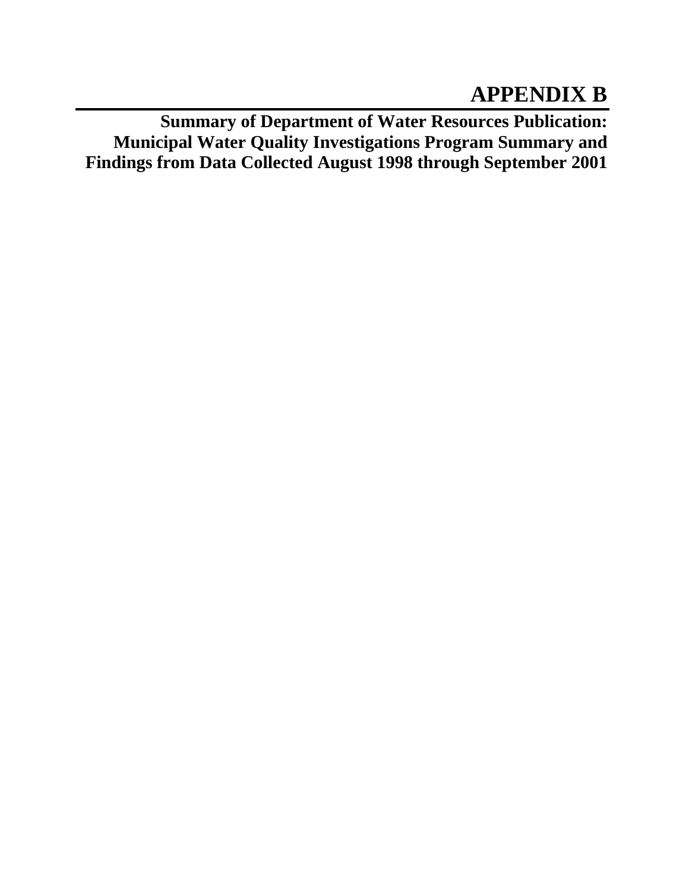# APPENDIX B

## Summary of Department of Water Resources Publication: Municipal Water Quality Investigations Program Summary and Findings from Data Collected August 1998 through September 2001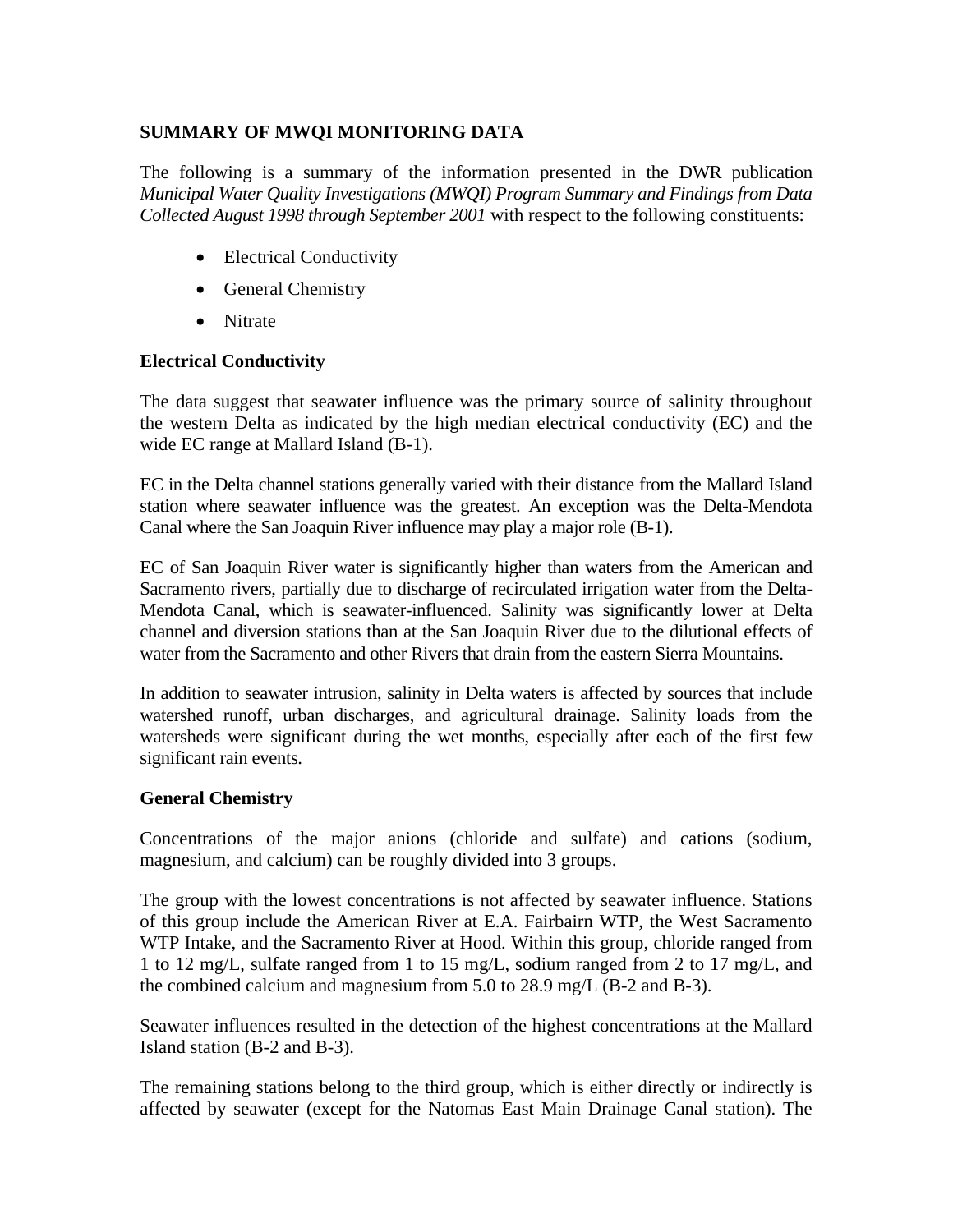## SUMMARY OF MWQI MONITORING DATA

The following is a summary of the information presented in the DWR publication *Municipal Water Quality Investigations (MWQI) Program Summary and Findings from Data Collected August 1998 through September 2001* with respect to the following constituents:

- Electrical Conductivity
- General Chemistry
- Nitrate

### Electrical Conductivity

The data suggest that seawater influence was the primary source of salinity throughout the western Delta as indicated by the high median electrical conductivity (EC) and the wide EC range at Mallard Island (B-1).

EC in the Delta channel stations generally varied with their distance from the Mallard Island station where seawater influence was the greatest. An exception was the Delta-Mendota Canal where the San Joaquin River influence may play a major role (B-1).

EC of San Joaquin River water is significantly higher than waters from the American and Sacramento rivers, partially due to discharge of recirculated irrigation water from the Delta-Mendota Canal, which is seawater-influenced. Salinity was significantly lower at Delta channel and diversion stations than at the San Joaquin River due to the dilutional effects of water from the Sacramento and other Rivers that drain from the eastern Sierra Mountains.

In addition to seawater intrusion, salinity in Delta waters is affected by sources that include watershed runoff, urban discharges, and agricultural drainage. Salinity loads from the watersheds were significant during the wet months, especially after each of the first few significant rain events.

### General Chemistry

Concentrations of the major anions (chloride and sulfate) and cations (sodium, magnesium, and calcium) can be roughly divided into 3 groups.

The group with the lowest concentrations is not affected by seawater influence. Stations of this group include the American River at E.A. Fairbairn WTP, the West Sacramento WTP Intake, and the Sacramento River at Hood. Within this group, chloride ranged from 1 to 12 mg/L, sulfate ranged from 1 to 15 mg/L, sodium ranged from 2 to 17 mg/L, and the combined calcium and magnesium from 5.0 to 28.9 mg/L (B-2 and B-3).

Seawater influences resulted in the detection of the highest concentrations at the Mallard Island station (B-2 and B-3).

The remaining stations belong to the third group, which is either directly or indirectly is affected by seawater (except for the Natomas East Main Drainage Canal station). The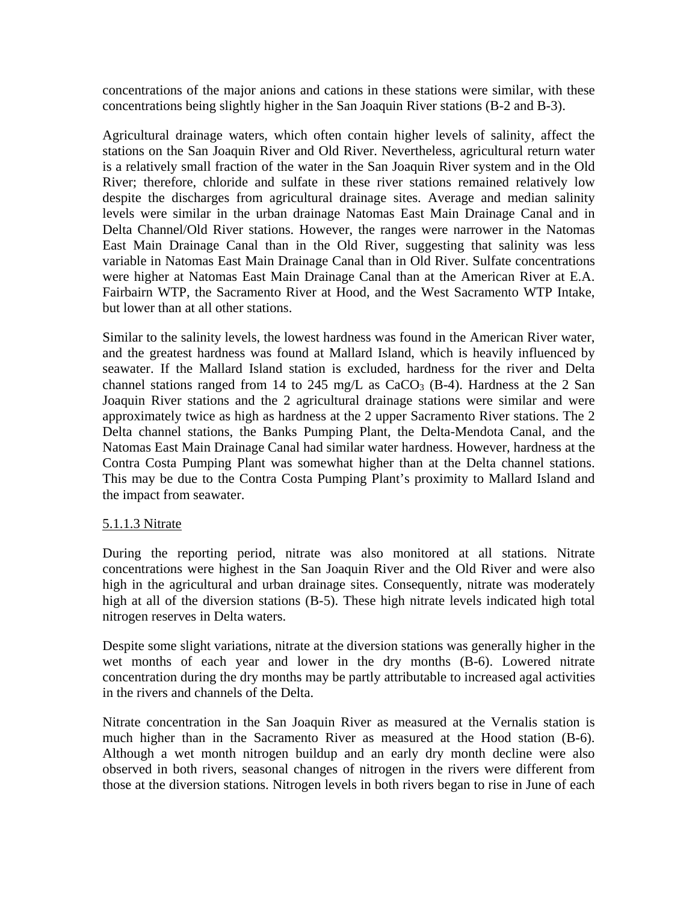concentrations of the major anions and cations in these stations were similar, with these concentrations being slightly higher in the San Joaquin River stations (B-2 and B-3).

Agricultural drainage waters, which often contain higher levels of salinity, affect the stations on the San Joaquin River and Old River. Nevertheless, agricultural return water is a relatively small fraction of the water in the San Joaquin River system and in the Old River; therefore, chloride and sulfate in these river stations remained relatively low despite the discharges from agricultural drainage sites. Average and median salinity levels were similar in the urban drainage Natomas East Main Drainage Canal and in Delta Channel/Old River stations. However, the ranges were narrower in the Natomas East Main Drainage Canal than in the Old River, suggesting that salinity was less variable in Natomas East Main Drainage Canal than in Old River. Sulfate concentrations were higher at Natomas East Main Drainage Canal than at the American River at E.A. Fairbairn WTP, the Sacramento River at Hood, and the West Sacramento WTP Intake, but lower than at all other stations.

Similar to the salinity levels, the lowest hardness was found in the American River water, and the greatest hardness was found at Mallard Island, which is heavily influenced by seawater. If the Mallard Island station is excluded, hardness for the river and Delta channel stations ranged from 14 to 245 mg/L as $CaCO_3$ (B-4). Hardness at the 2 San Joaquin River stations and the 2 agricultural drainage stations were similar and were approximately twice as high as hardness at the 2 upper Sacramento River stations. The 2 Delta channel stations, the Banks Pumping Plant, the Delta-Mendota Canal, and the Natomas East Main Drainage Canal had similar water hardness. However, hardness at the Contra Costa Pumping Plant was somewhat higher than at the Delta channel stations. This may be due to the Contra Costa Pumping Plant's proximity to Mallard Island and the impact from seawater.

#### 5.1.1.3 Nitrate

During the reporting period, nitrate was also monitored at all stations. Nitrate concentrations were highest in the San Joaquin River and the Old River and were also high in the agricultural and urban drainage sites. Consequently, nitrate was moderately high at all of the diversion stations (B-5). These high nitrate levels indicated high total nitrogen reserves in Delta waters.

Despite some slight variations, nitrate at the diversion stations was generally higher in the wet months of each year and lower in the dry months (B-6). Lowered nitrate concentration during the dry months may be partly attributable to increased agal activities in the rivers and channels of the Delta.

Nitrate concentration in the San Joaquin River as measured at the Vernalis station is much higher than in the Sacramento River as measured at the Hood station (B-6). Although a wet month nitrogen buildup and an early dry month decline were also observed in both rivers, seasonal changes of nitrogen in the rivers were different from those at the diversion stations. Nitrogen levels in both rivers began to rise in June of each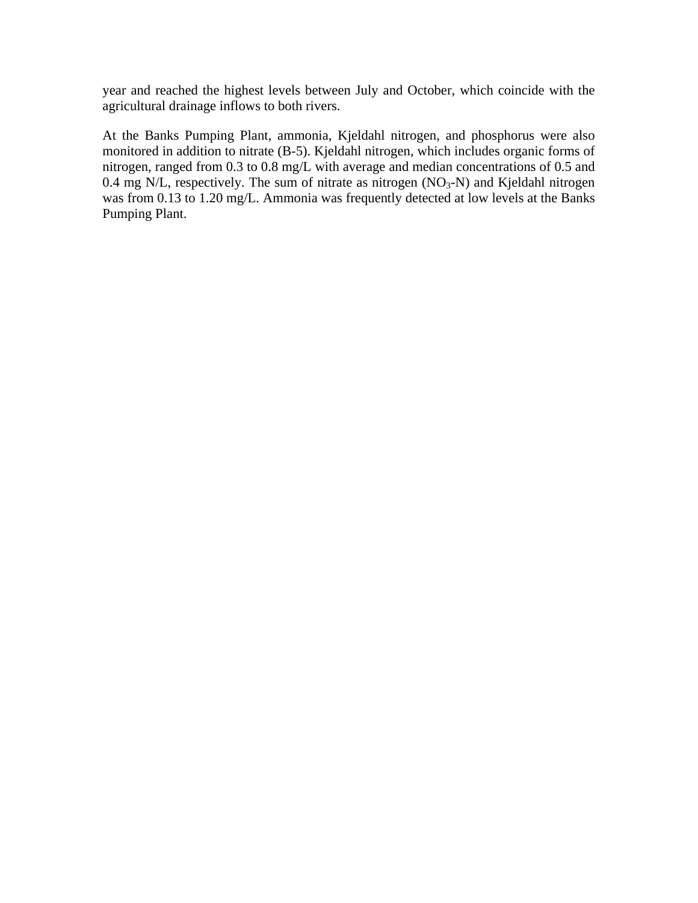year and reached the highest levels between July and October, which coincide with the agricultural drainage inflows to both rivers.

At the Banks Pumping Plant, ammonia, Kjeldahl nitrogen, and phosphorus were also monitored in addition to nitrate (B-5). Kjeldahl nitrogen, which includes organic forms of nitrogen, ranged from 0.3 to 0.8 mg/L with average and median concentrations of 0.5 and 0.4 mg N/L, respectively. The sum of nitrate as nitrogen ($NO_3$-N) and Kjeldahl nitrogen was from 0.13 to 1.20 mg/L. Ammonia was frequently detected at low levels at the Banks Pumping Plant.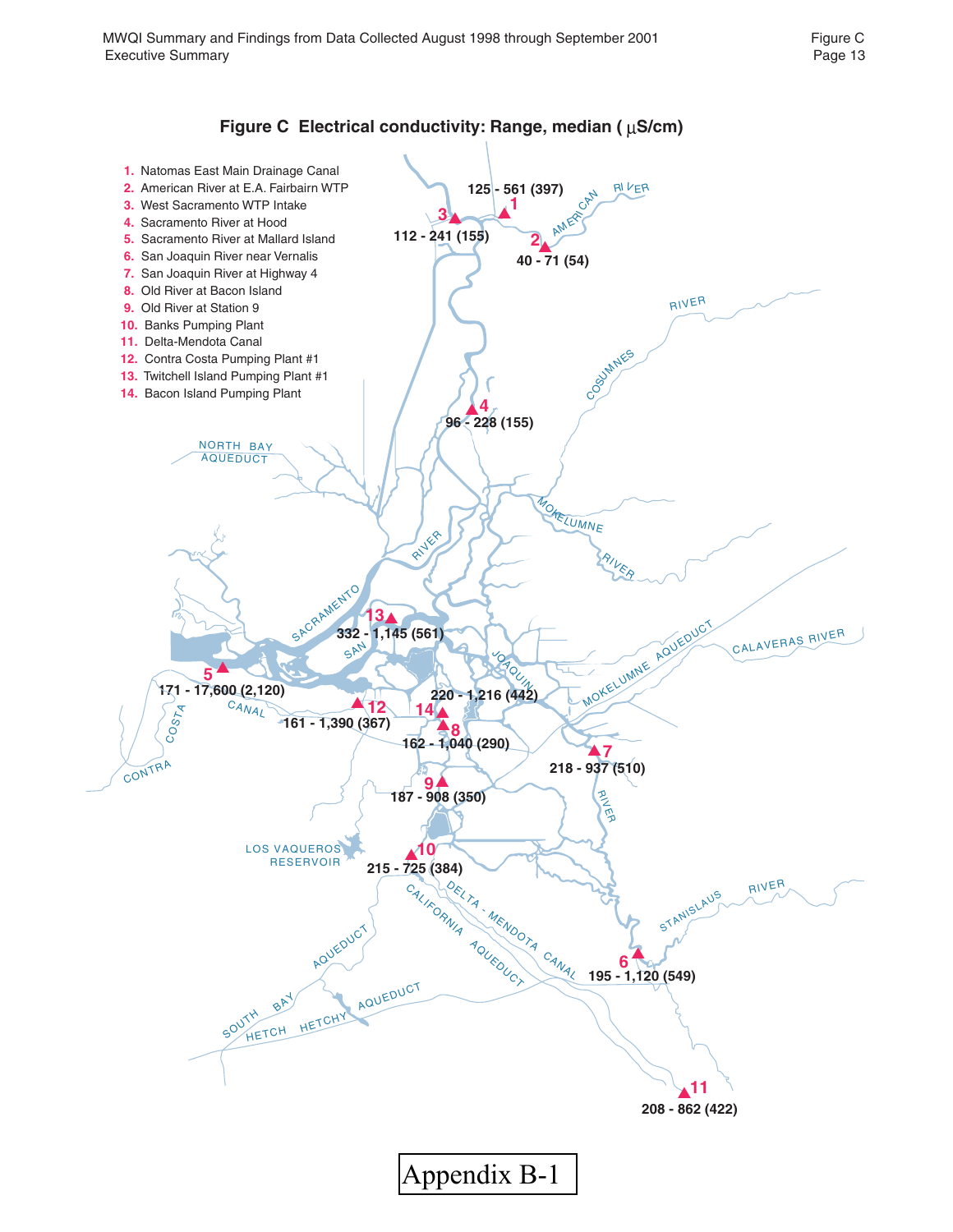## Figure C  Electrical conductivity: Range, median (μS/cm)

1. Natomas East Main Drainage Canal
2. American River at E.A. Fairbairn WTP
3. West Sacramento WTP Intake
4. Sacramento River at Hood
5. Sacramento River at Mallard Island
6. San Joaquin River near Vernalis
7. San Joaquin River at Highway 4
8. Old River at Bacon Island
9. Old River at Station 9
10. Banks Pumping Plant
11. Delta-Mendota Canal
12. Contra Costa Pumping Plant #1
13. Twitchell Island Pumping Plant #1
14. Bacon Island Pumping Plant

| Station | Range (median) |
|---|---|
| 1 | 125 - 561 (397) |
| 2 | 40 - 71 (54) |
| 3 | 112 - 241 (155) |
| 4 | 96 - 228 (155) |
| 5 | 171 - 17,600 (2,120) |
| 6 | 195 - 1,120 (549) |
| 7 | 218 - 937 (510) |
| 8 | 162 - 1,040 (290) |
| 9 | 187 - 908 (350) |
| 10 | 215 - 725 (384) |
| 11 | 208 - 862 (422) |
| 12 | 161 - 1,390 (367) |
| 13 | 332 - 1,145 (561) |
| 14 | 220 - 1,216 (442) |

Appendix B-1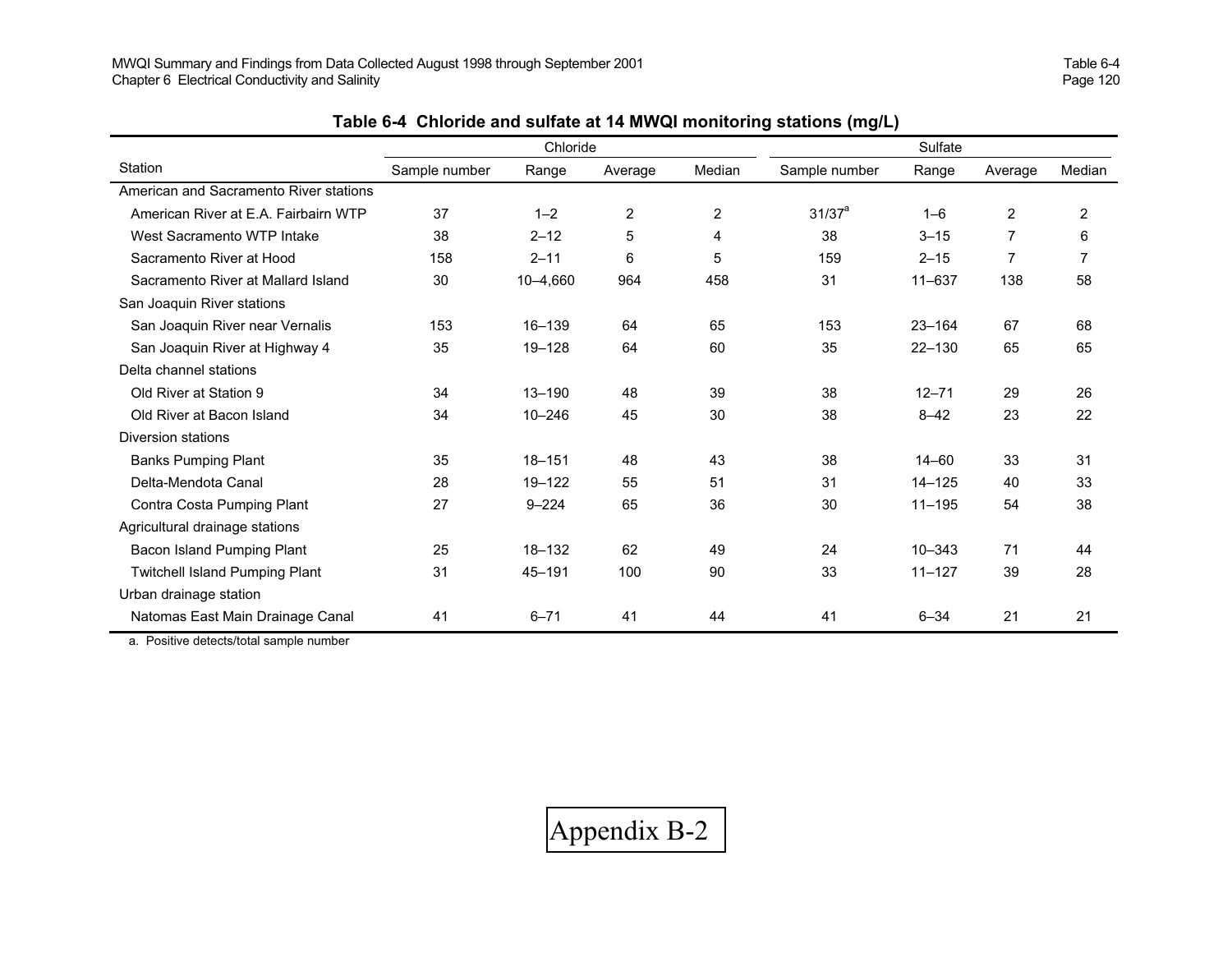**Table 6-4 Chloride and sulfate at 14 MWQI monitoring stations (mg/L)**

| Station | Chloride | | | | Sulfate | | | |
|---|---|---|---|---|---|---|---|---|
| | Sample number | Range | Average | Median | Sample number | Range | Average | Median |
| American and Sacramento River stations | | | | | | | | |
| American River at E.A. Fairbairn WTP | 37 | 1–2 | 2 | 2 | 31/37[a] | 1–6 | 2 | 2 |
| West Sacramento WTP Intake | 38 | 2–12 | 5 | 4 | 38 | 3–15 | 7 | 6 |
| Sacramento River at Hood | 158 | 2–11 | 6 | 5 | 159 | 2–15 | 7 | 7 |
| Sacramento River at Mallard Island | 30 | 10–4,660 | 964 | 458 | 31 | 11–637 | 138 | 58 |
| San Joaquin River stations | | | | | | | | |
| San Joaquin River near Vernalis | 153 | 16–139 | 64 | 65 | 153 | 23–164 | 67 | 68 |
| San Joaquin River at Highway 4 | 35 | 19–128 | 64 | 60 | 35 | 22–130 | 65 | 65 |
| Delta channel stations | | | | | | | | |
| Old River at Station 9 | 34 | 13–190 | 48 | 39 | 38 | 12–71 | 29 | 26 |
| Old River at Bacon Island | 34 | 10–246 | 45 | 30 | 38 | 8–42 | 23 | 22 |
| Diversion stations | | | | | | | | |
| Banks Pumping Plant | 35 | 18–151 | 48 | 43 | 38 | 14–60 | 33 | 31 |
| Delta-Mendota Canal | 28 | 19–122 | 55 | 51 | 31 | 14–125 | 40 | 33 |
| Contra Costa Pumping Plant | 27 | 9–224 | 65 | 36 | 30 | 11–195 | 54 | 38 |
| Agricultural drainage stations | | | | | | | | |
| Bacon Island Pumping Plant | 25 | 18–132 | 62 | 49 | 24 | 10–343 | 71 | 44 |
| Twitchell Island Pumping Plant | 31 | 45–191 | 100 | 90 | 33 | 11–127 | 39 | 28 |
| Urban drainage station | | | | | | | | |
| Natomas East Main Drainage Canal | 41 | 6–71 | 41 | 44 | 41 | 6–34 | 21 | 21 |

a. Positive detects/total sample number

Appendix B-2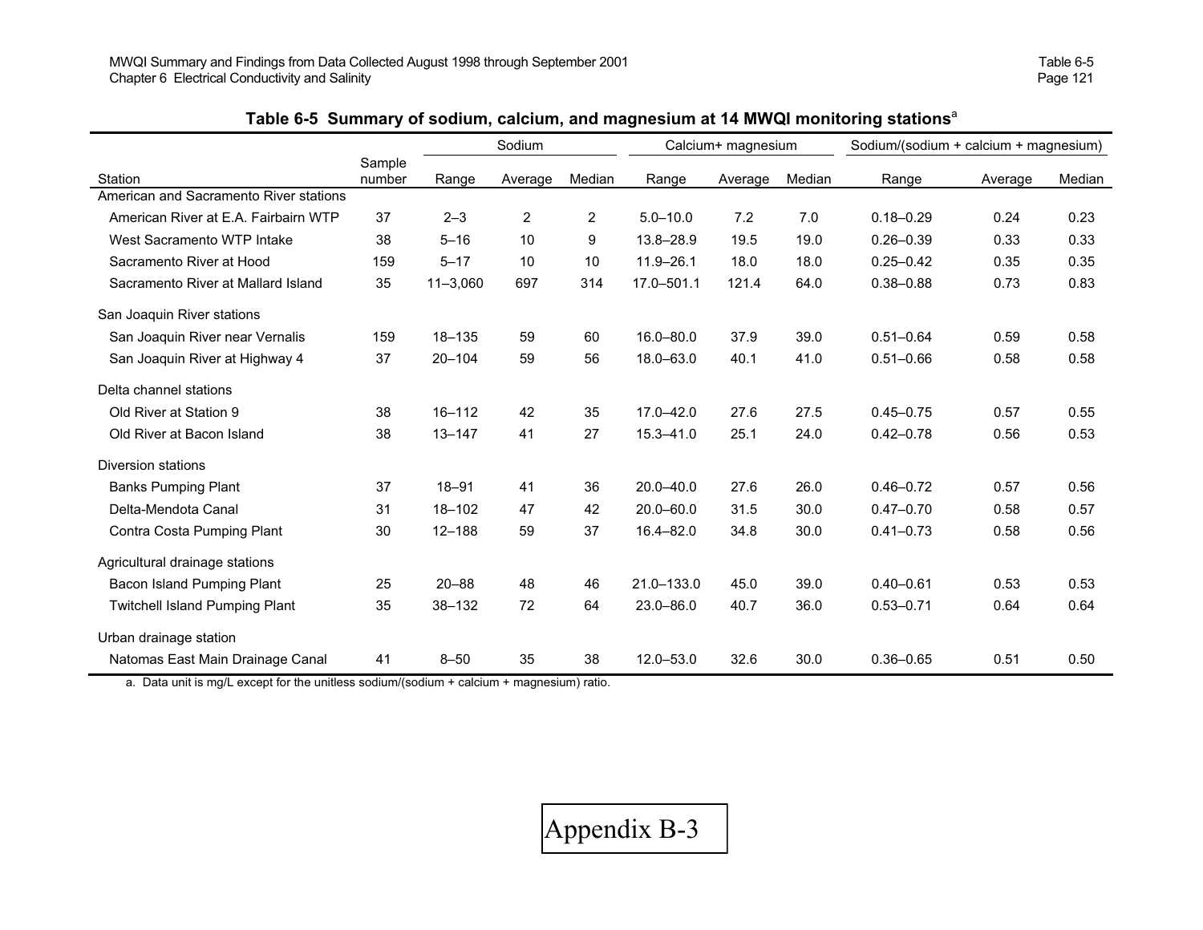**Table 6-5 Summary of sodium, calcium, and magnesium at 14 MWQI monitoring stations[a]**

| Station | Sample number | Sodium | | | Calcium+ magnesium | | | Sodium/(sodium + calcium + magnesium) | | |
|---|---|---|---|---|---|---|---|---|---|---|
| | | Range | Average | Median | Range | Average | Median | Range | Average | Median |
| **American and Sacramento River stations** | | | | | | | | | | |
| American River at E.A. Fairbairn WTP | 37 | 2–3 | 2 | 2 | 5.0–10.0 | 7.2 | 7.0 | 0.18–0.29 | 0.24 | 0.23 |
| West Sacramento WTP Intake | 38 | 5–16 | 10 | 9 | 13.8–28.9 | 19.5 | 19.0 | 0.26–0.39 | 0.33 | 0.33 |
| Sacramento River at Hood | 159 | 5–17 | 10 | 10 | 11.9–26.1 | 18.0 | 18.0 | 0.25–0.42 | 0.35 | 0.35 |
| Sacramento River at Mallard Island | 35 | 11–3,060 | 697 | 314 | 17.0–501.1 | 121.4 | 64.0 | 0.38–0.88 | 0.73 | 0.83 |
| **San Joaquin River stations** | | | | | | | | | | |
| San Joaquin River near Vernalis | 159 | 18–135 | 59 | 60 | 16.0–80.0 | 37.9 | 39.0 | 0.51–0.64 | 0.59 | 0.58 |
| San Joaquin River at Highway 4 | 37 | 20–104 | 59 | 56 | 18.0–63.0 | 40.1 | 41.0 | 0.51–0.66 | 0.58 | 0.58 |
| **Delta channel stations** | | | | | | | | | | |
| Old River at Station 9 | 38 | 16–112 | 42 | 35 | 17.0–42.0 | 27.6 | 27.5 | 0.45–0.75 | 0.57 | 0.55 |
| Old River at Bacon Island | 38 | 13–147 | 41 | 27 | 15.3–41.0 | 25.1 | 24.0 | 0.42–0.78 | 0.56 | 0.53 |
| **Diversion stations** | | | | | | | | | | |
| Banks Pumping Plant | 37 | 18–91 | 41 | 36 | 20.0–40.0 | 27.6 | 26.0 | 0.46–0.72 | 0.57 | 0.56 |
| Delta-Mendota Canal | 31 | 18–102 | 47 | 42 | 20.0–60.0 | 31.5 | 30.0 | 0.47–0.70 | 0.58 | 0.57 |
| Contra Costa Pumping Plant | 30 | 12–188 | 59 | 37 | 16.4–82.0 | 34.8 | 30.0 | 0.41–0.73 | 0.58 | 0.56 |
| **Agricultural drainage stations** | | | | | | | | | | |
| Bacon Island Pumping Plant | 25 | 20–88 | 48 | 46 | 21.0–133.0 | 45.0 | 39.0 | 0.40–0.61 | 0.53 | 0.53 |
| Twitchell Island Pumping Plant | 35 | 38–132 | 72 | 64 | 23.0–86.0 | 40.7 | 36.0 | 0.53–0.71 | 0.64 | 0.64 |
| **Urban drainage station** | | | | | | | | | | |
| Natomas East Main Drainage Canal | 41 | 8–50 | 35 | 38 | 12.0–53.0 | 32.6 | 30.0 | 0.36–0.65 | 0.51 | 0.50 |

a. Data unit is mg/L except for the unitless sodium/(sodium + calcium + magnesium) ratio.

Appendix B-3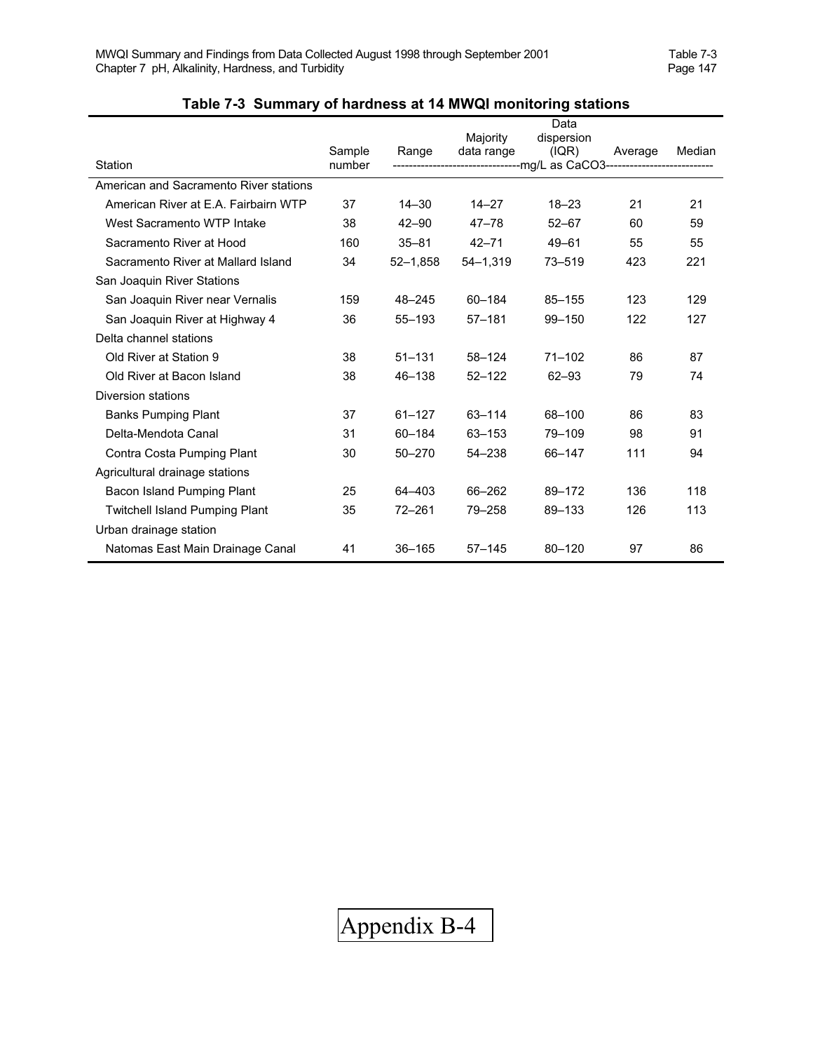### Table 7-3 Summary of hardness at 14 MWQI monitoring stations

| Station | Sample number | Range | Majority data range | Data dispersion (IQR) | Average | Median |
|---|---|---|---|---|---|---|
| | | mg/L as $CaCO_3$ | | | | |
| American and Sacramento River stations | | | | | | |
| American River at E.A. Fairbairn WTP | 37 | 14–30 | 14–27 | 18–23 | 21 | 21 |
| West Sacramento WTP Intake | 38 | 42–90 | 47–78 | 52–67 | 60 | 59 |
| Sacramento River at Hood | 160 | 35–81 | 42–71 | 49–61 | 55 | 55 |
| Sacramento River at Mallard Island | 34 | 52–1,858 | 54–1,319 | 73–519 | 423 | 221 |
| San Joaquin River Stations | | | | | | |
| San Joaquin River near Vernalis | 159 | 48–245 | 60–184 | 85–155 | 123 | 129 |
| San Joaquin River at Highway 4 | 36 | 55–193 | 57–181 | 99–150 | 122 | 127 |
| Delta channel stations | | | | | | |
| Old River at Station 9 | 38 | 51–131 | 58–124 | 71–102 | 86 | 87 |
| Old River at Bacon Island | 38 | 46–138 | 52–122 | 62–93 | 79 | 74 |
| Diversion stations | | | | | | |
| Banks Pumping Plant | 37 | 61–127 | 63–114 | 68–100 | 86 | 83 |
| Delta-Mendota Canal | 31 | 60–184 | 63–153 | 79–109 | 98 | 91 |
| Contra Costa Pumping Plant | 30 | 50–270 | 54–238 | 66–147 | 111 | 94 |
| Agricultural drainage stations | | | | | | |
| Bacon Island Pumping Plant | 25 | 64–403 | 66–262 | 89–172 | 136 | 118 |
| Twitchell Island Pumping Plant | 35 | 72–261 | 79–258 | 89–133 | 126 | 113 |
| Urban drainage station | | | | | | |
| Natomas East Main Drainage Canal | 41 | 36–165 | 57–145 | 80–120 | 97 | 86 |

Appendix B-4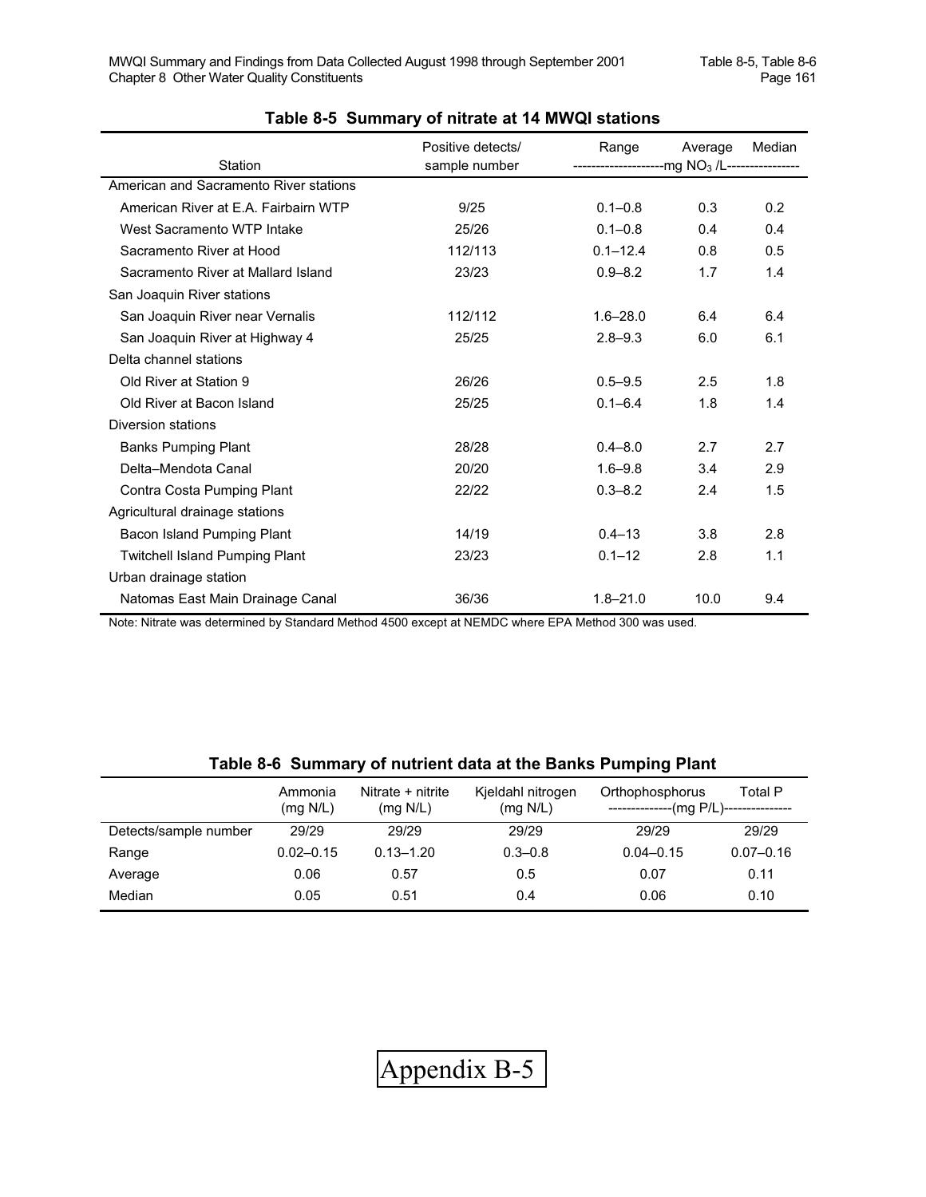**Table 8-5 Summary of nitrate at 14 MWQI stations**

| Station | Positive detects/ sample number | Range | Average | Median |
|---|---|---|---|---|
| | | mg $NO_3$ /L | | |
| American and Sacramento River stations | | | | |
| American River at E.A. Fairbairn WTP | 9/25 | 0.1–0.8 | 0.3 | 0.2 |
| West Sacramento WTP Intake | 25/26 | 0.1–0.8 | 0.4 | 0.4 |
| Sacramento River at Hood | 112/113 | 0.1–12.4 | 0.8 | 0.5 |
| Sacramento River at Mallard Island | 23/23 | 0.9–8.2 | 1.7 | 1.4 |
| San Joaquin River stations | | | | |
| San Joaquin River near Vernalis | 112/112 | 1.6–28.0 | 6.4 | 6.4 |
| San Joaquin River at Highway 4 | 25/25 | 2.8–9.3 | 6.0 | 6.1 |
| Delta channel stations | | | | |
| Old River at Station 9 | 26/26 | 0.5–9.5 | 2.5 | 1.8 |
| Old River at Bacon Island | 25/25 | 0.1–6.4 | 1.8 | 1.4 |
| Diversion stations | | | | |
| Banks Pumping Plant | 28/28 | 0.4–8.0 | 2.7 | 2.7 |
| Delta–Mendota Canal | 20/20 | 1.6–9.8 | 3.4 | 2.9 |
| Contra Costa Pumping Plant | 22/22 | 0.3–8.2 | 2.4 | 1.5 |
| Agricultural drainage stations | | | | |
| Bacon Island Pumping Plant | 14/19 | 0.4–13 | 3.8 | 2.8 |
| Twitchell Island Pumping Plant | 23/23 | 0.1–12 | 2.8 | 1.1 |
| Urban drainage station | | | | |
| Natomas East Main Drainage Canal | 36/36 | 1.8–21.0 | 10.0 | 9.4 |

Note: Nitrate was determined by Standard Method 4500 except at NEMDC where EPA Method 300 was used.

**Table 8-6 Summary of nutrient data at the Banks Pumping Plant**

| | Ammonia (mg N/L) | Nitrate + nitrite (mg N/L) | Kjeldahl nitrogen (mg N/L) | Orthophosphorus | Total P |
|---|---|---|---|---|---|
| | | | | (mg P/L) | |
| Detects/sample number | 29/29 | 29/29 | 29/29 | 29/29 | 29/29 |
| Range | 0.02–0.15 | 0.13–1.20 | 0.3–0.8 | 0.04–0.15 | 0.07–0.16 |
| Average | 0.06 | 0.57 | 0.5 | 0.07 | 0.11 |
| Median | 0.05 | 0.51 | 0.4 | 0.06 | 0.10 |

Appendix B-5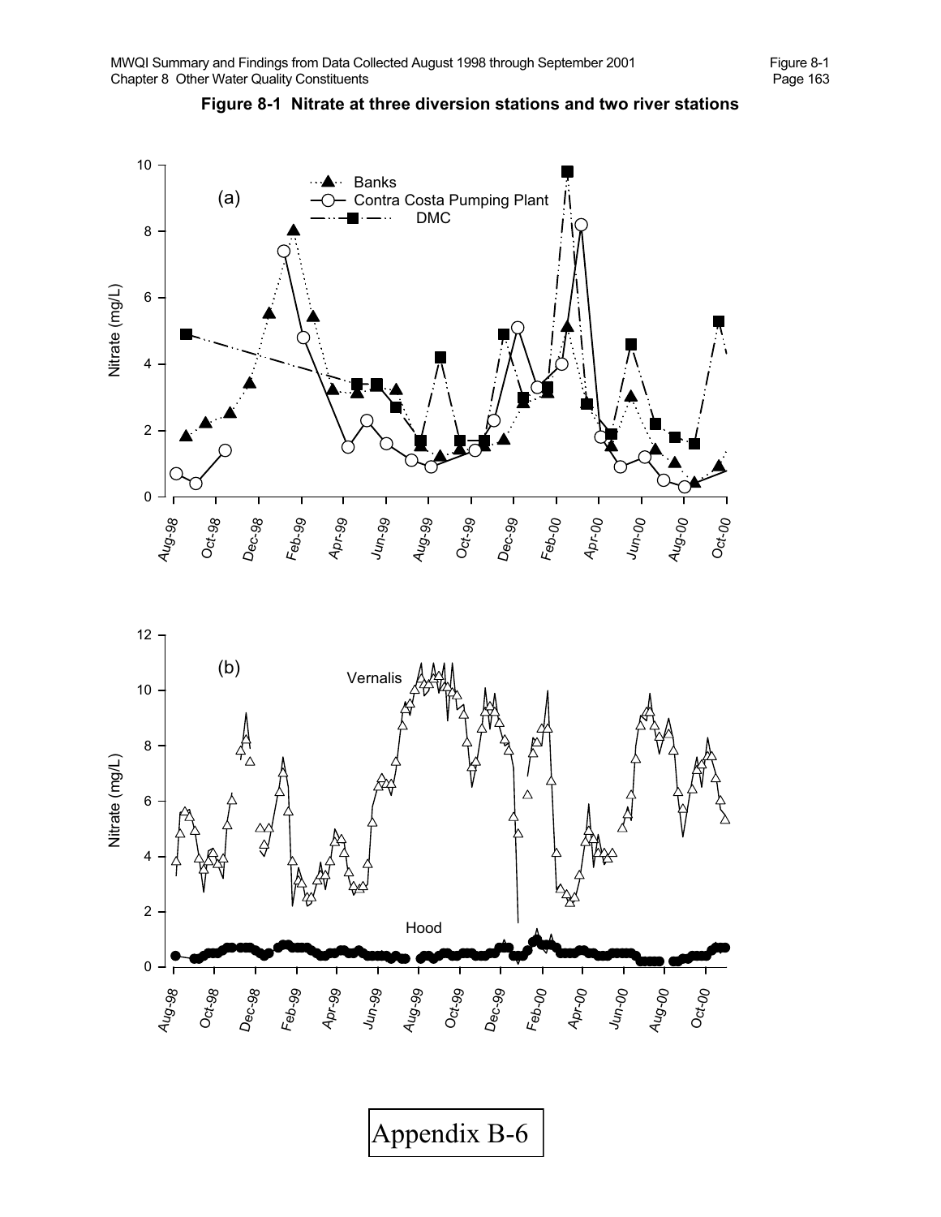**Figure 8-1 Nitrate at three diversion stations and two river stations**

(a)

Banks

Contra Costa Pumping Plant

DMC

Nitrate (mg/L)

0
2
4
6
8
10

Aug-98 Oct-98 Dec-98 Feb-99 Apr-99 Jun-99 Aug-99 Oct-99 Dec-99 Feb-00 Apr-00 Jun-00 Aug-00 Oct-00

(b)

Vernalis

Hood

Nitrate (mg/L)

0
2
4
6
8
10
12

Aug-98 Oct-98 Dec-98 Feb-99 Apr-99 Jun-99 Aug-99 Oct-99 Dec-99 Feb-00 Apr-00 Jun-00 Aug-00 Oct-00

Appendix B-6